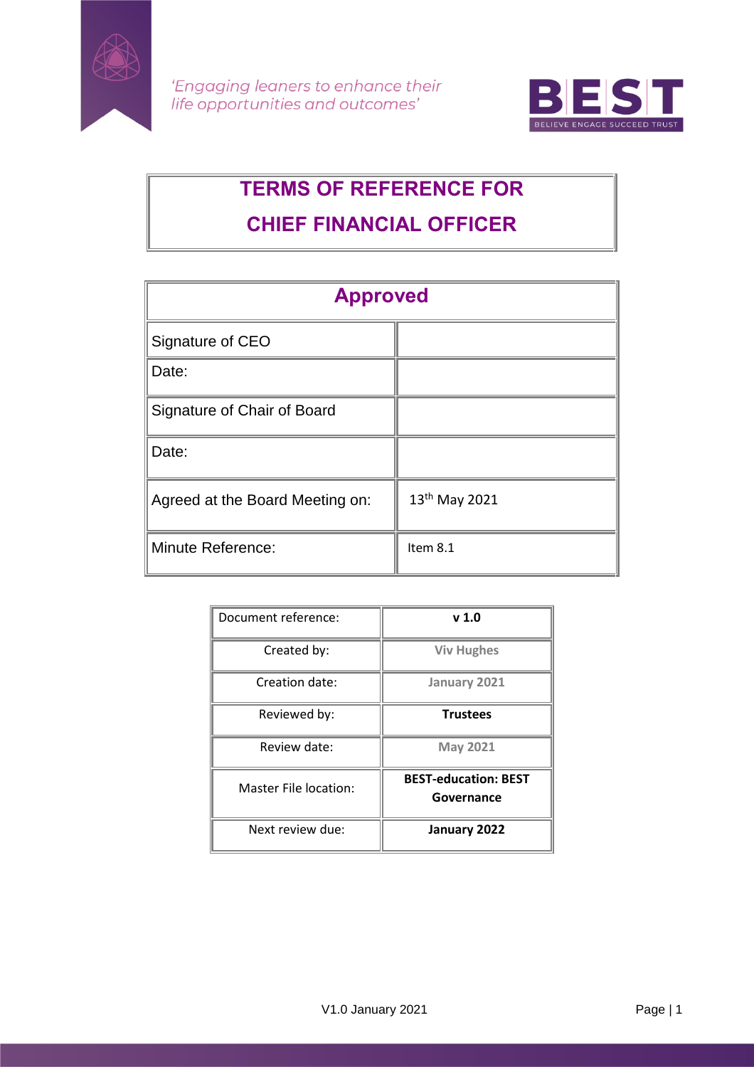*'Engaging leaners to enhance their life opportunities and outcomes'*

BEST
BELIEVE ENGAGE SUCCEED TRUST

# TERMS OF REFERENCE FOR CHIEF FINANCIAL OFFICER

| Approved | |
|---|---|
| Signature of CEO | |
| Date: | |
| Signature of Chair of Board | |
| Date: | |
| Agreed at the Board Meeting on: | 13th May 2021 |
| Minute Reference: | Item 8.1 |

| Document reference: | **v 1.0** |
|---|---|
| Created by: | **Viv Hughes** |
| Creation date: | **January 2021** |
| Reviewed by: | **Trustees** |
| Review date: | **May 2021** |
| Master File location: | **BEST-education: BEST Governance** |
| Next review due: | **January 2022** |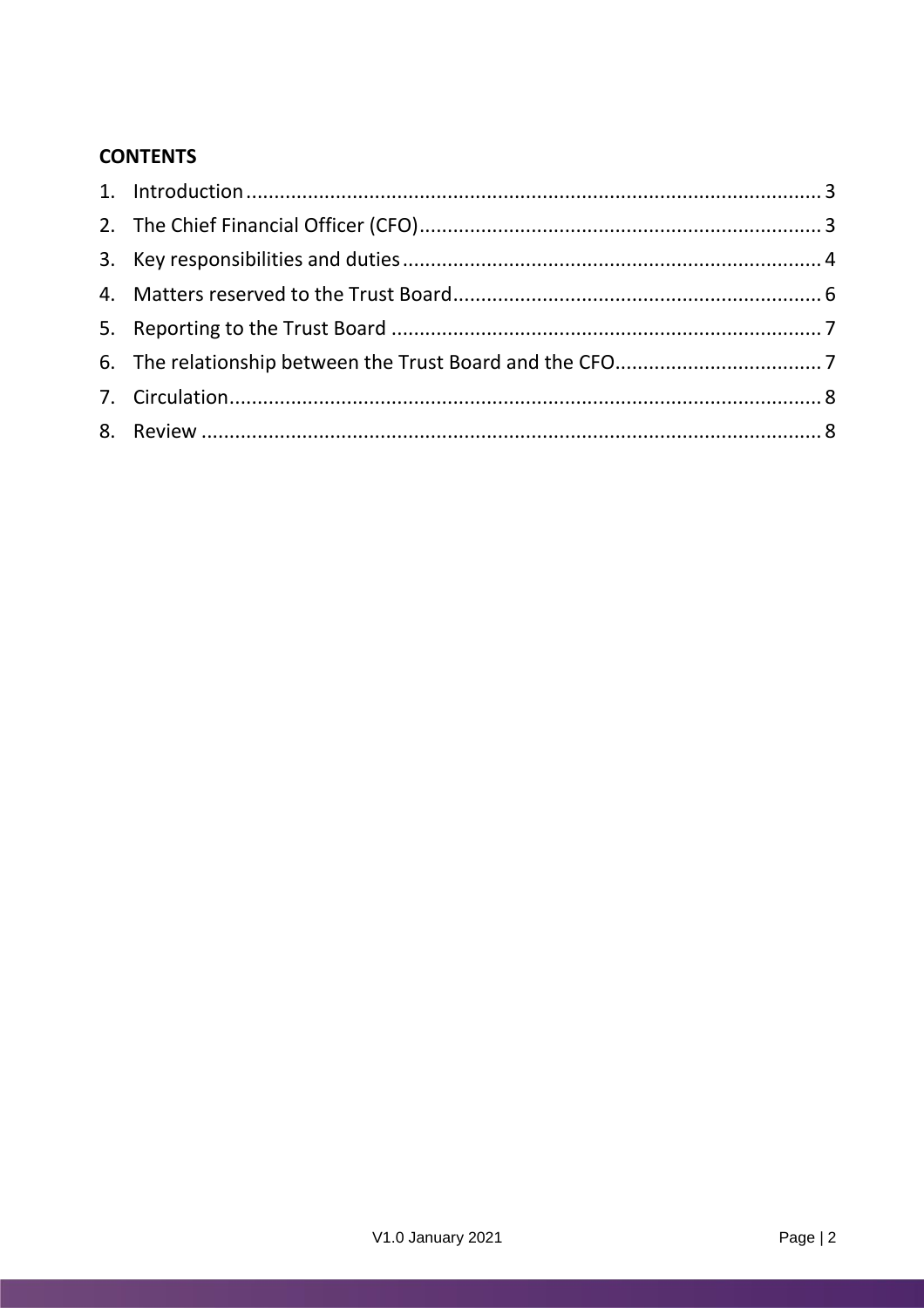**CONTENTS**

1. Introduction ........................................................................................................ 3
2. The Chief Financial Officer (CFO) ........................................................................ 3
3. Key responsibilities and duties ........................................................................... 4
4. Matters reserved to the Trust Board .................................................................. 6
5. Reporting to the Trust Board ............................................................................. 7
6. The relationship between the Trust Board and the CFO ..................................... 7
7. Circulation ........................................................................................................... 8
8. Review ................................................................................................................. 8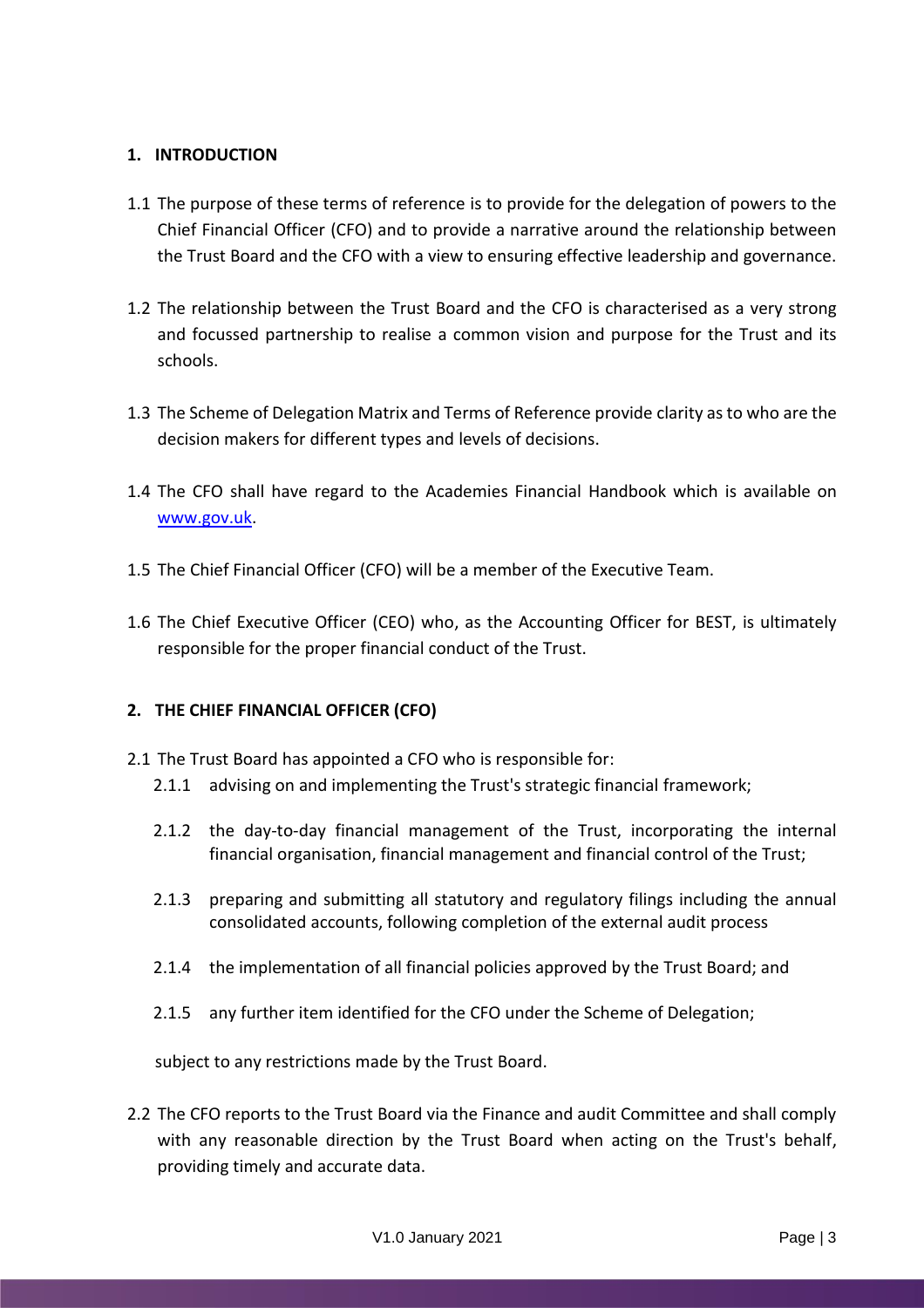## 1. INTRODUCTION

1.1 The purpose of these terms of reference is to provide for the delegation of powers to the Chief Financial Officer (CFO) and to provide a narrative around the relationship between the Trust Board and the CFO with a view to ensuring effective leadership and governance.

1.2 The relationship between the Trust Board and the CFO is characterised as a very strong and focussed partnership to realise a common vision and purpose for the Trust and its schools.

1.3 The Scheme of Delegation Matrix and Terms of Reference provide clarity as to who are the decision makers for different types and levels of decisions.

1.4 The CFO shall have regard to the Academies Financial Handbook which is available on [www.gov.uk](www.gov.uk).

1.5 The Chief Financial Officer (CFO) will be a member of the Executive Team.

1.6 The Chief Executive Officer (CEO) who, as the Accounting Officer for BEST, is ultimately responsible for the proper financial conduct of the Trust.

## 2. THE CHIEF FINANCIAL OFFICER (CFO)

2.1 The Trust Board has appointed a CFO who is responsible for:

- 2.1.1 advising on and implementing the Trust's strategic financial framework;
- 2.1.2 the day-to-day financial management of the Trust, incorporating the internal financial organisation, financial management and financial control of the Trust;
- 2.1.3 preparing and submitting all statutory and regulatory filings including the annual consolidated accounts, following completion of the external audit process
- 2.1.4 the implementation of all financial policies approved by the Trust Board; and
- 2.1.5 any further item identified for the CFO under the Scheme of Delegation;

subject to any restrictions made by the Trust Board.

2.2 The CFO reports to the Trust Board via the Finance and audit Committee and shall comply with any reasonable direction by the Trust Board when acting on the Trust's behalf, providing timely and accurate data.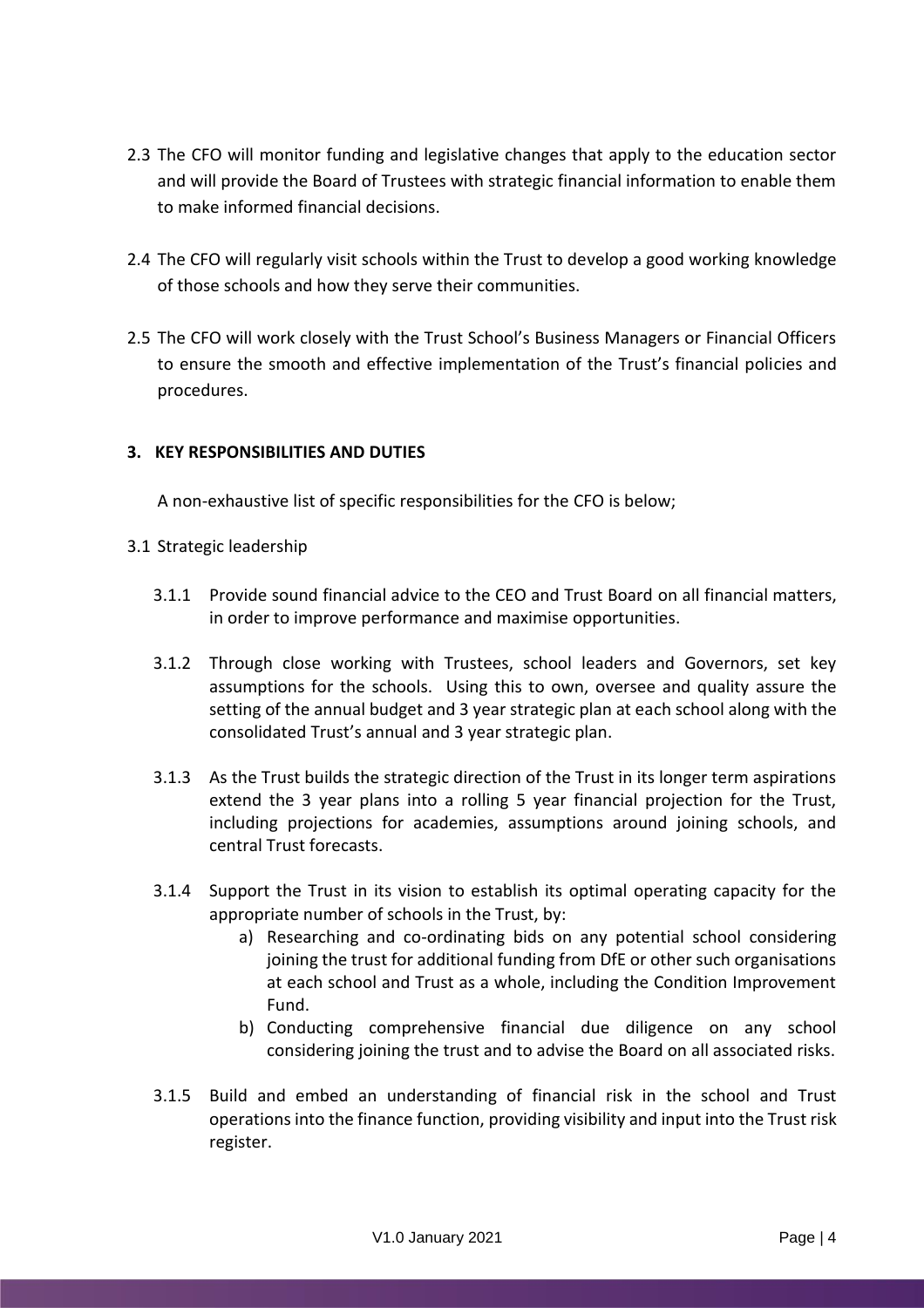2.3 The CFO will monitor funding and legislative changes that apply to the education sector and will provide the Board of Trustees with strategic financial information to enable them to make informed financial decisions.

2.4 The CFO will regularly visit schools within the Trust to develop a good working knowledge of those schools and how they serve their communities.

2.5 The CFO will work closely with the Trust School's Business Managers or Financial Officers to ensure the smooth and effective implementation of the Trust's financial policies and procedures.

## 3. KEY RESPONSIBILITIES AND DUTIES

A non-exhaustive list of specific responsibilities for the CFO is below;

3.1 Strategic leadership

3.1.1 Provide sound financial advice to the CEO and Trust Board on all financial matters, in order to improve performance and maximise opportunities.

3.1.2 Through close working with Trustees, school leaders and Governors, set key assumptions for the schools. Using this to own, oversee and quality assure the setting of the annual budget and 3 year strategic plan at each school along with the consolidated Trust's annual and 3 year strategic plan.

3.1.3 As the Trust builds the strategic direction of the Trust in its longer term aspirations extend the 3 year plans into a rolling 5 year financial projection for the Trust, including projections for academies, assumptions around joining schools, and central Trust forecasts.

3.1.4 Support the Trust in its vision to establish its optimal operating capacity for the appropriate number of schools in the Trust, by:

a) Researching and co-ordinating bids on any potential school considering joining the trust for additional funding from DfE or other such organisations at each school and Trust as a whole, including the Condition Improvement Fund.

b) Conducting comprehensive financial due diligence on any school considering joining the trust and to advise the Board on all associated risks.

3.1.5 Build and embed an understanding of financial risk in the school and Trust operations into the finance function, providing visibility and input into the Trust risk register.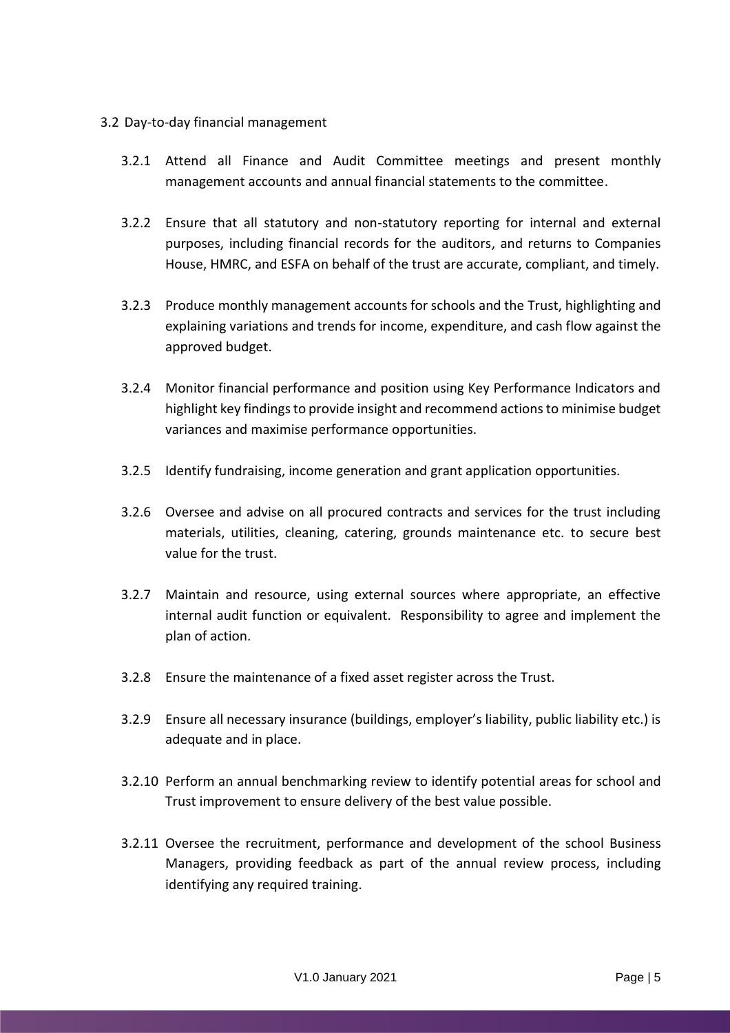3.2 Day-to-day financial management

3.2.1 Attend all Finance and Audit Committee meetings and present monthly management accounts and annual financial statements to the committee.

3.2.2 Ensure that all statutory and non-statutory reporting for internal and external purposes, including financial records for the auditors, and returns to Companies House, HMRC, and ESFA on behalf of the trust are accurate, compliant, and timely.

3.2.3 Produce monthly management accounts for schools and the Trust, highlighting and explaining variations and trends for income, expenditure, and cash flow against the approved budget.

3.2.4 Monitor financial performance and position using Key Performance Indicators and highlight key findings to provide insight and recommend actions to minimise budget variances and maximise performance opportunities.

3.2.5 Identify fundraising, income generation and grant application opportunities.

3.2.6 Oversee and advise on all procured contracts and services for the trust including materials, utilities, cleaning, catering, grounds maintenance etc. to secure best value for the trust.

3.2.7 Maintain and resource, using external sources where appropriate, an effective internal audit function or equivalent. Responsibility to agree and implement the plan of action.

3.2.8 Ensure the maintenance of a fixed asset register across the Trust.

3.2.9 Ensure all necessary insurance (buildings, employer's liability, public liability etc.) is adequate and in place.

3.2.10 Perform an annual benchmarking review to identify potential areas for school and Trust improvement to ensure delivery of the best value possible.

3.2.11 Oversee the recruitment, performance and development of the school Business Managers, providing feedback as part of the annual review process, including identifying any required training.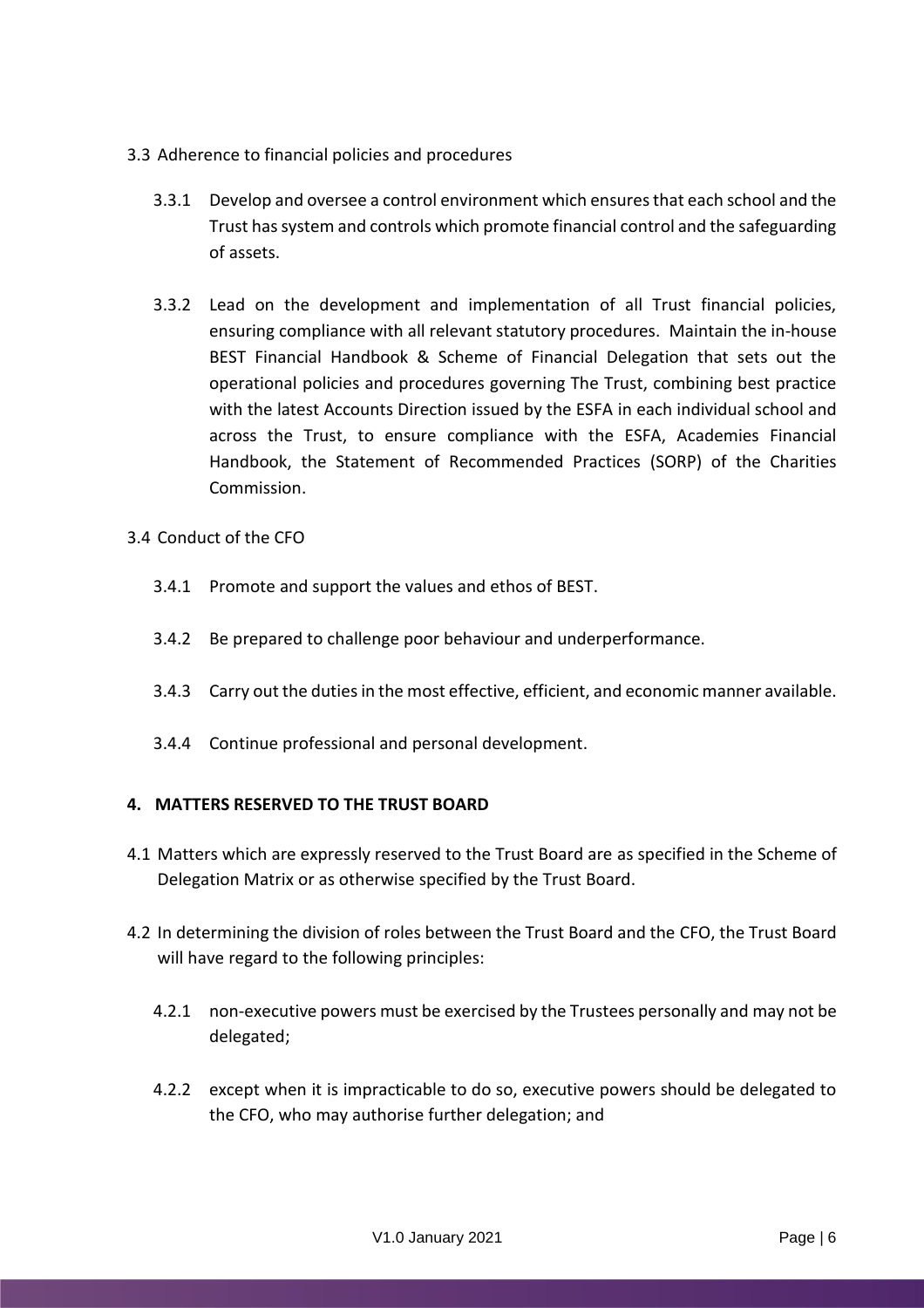3.3 Adherence to financial policies and procedures

3.3.1 Develop and oversee a control environment which ensures that each school and the Trust has system and controls which promote financial control and the safeguarding of assets.

3.3.2 Lead on the development and implementation of all Trust financial policies, ensuring compliance with all relevant statutory procedures. Maintain the in-house BEST Financial Handbook & Scheme of Financial Delegation that sets out the operational policies and procedures governing The Trust, combining best practice with the latest Accounts Direction issued by the ESFA in each individual school and across the Trust, to ensure compliance with the ESFA, Academies Financial Handbook, the Statement of Recommended Practices (SORP) of the Charities Commission.

3.4 Conduct of the CFO

3.4.1 Promote and support the values and ethos of BEST.

3.4.2 Be prepared to challenge poor behaviour and underperformance.

3.4.3 Carry out the duties in the most effective, efficient, and economic manner available.

3.4.4 Continue professional and personal development.

## 4. MATTERS RESERVED TO THE TRUST BOARD

4.1 Matters which are expressly reserved to the Trust Board are as specified in the Scheme of Delegation Matrix or as otherwise specified by the Trust Board.

4.2 In determining the division of roles between the Trust Board and the CFO, the Trust Board will have regard to the following principles:

4.2.1 non-executive powers must be exercised by the Trustees personally and may not be delegated;

4.2.2 except when it is impracticable to do so, executive powers should be delegated to the CFO, who may authorise further delegation; and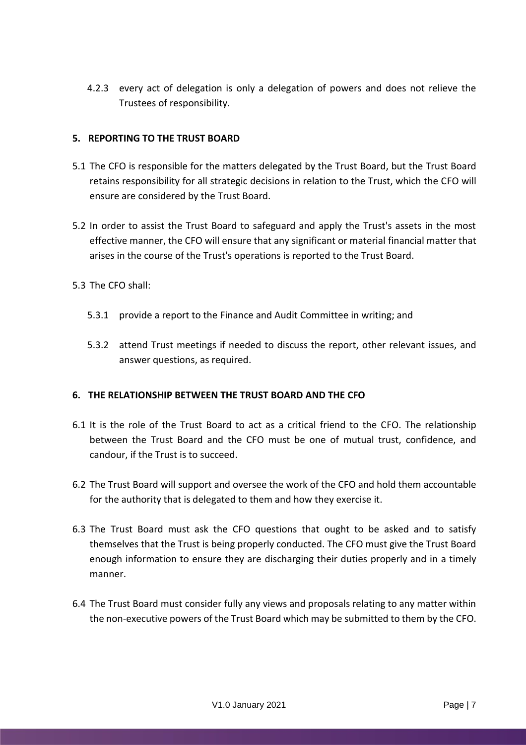4.2.3 every act of delegation is only a delegation of powers and does not relieve the Trustees of responsibility.

## 5. REPORTING TO THE TRUST BOARD

5.1 The CFO is responsible for the matters delegated by the Trust Board, but the Trust Board retains responsibility for all strategic decisions in relation to the Trust, which the CFO will ensure are considered by the Trust Board.

5.2 In order to assist the Trust Board to safeguard and apply the Trust's assets in the most effective manner, the CFO will ensure that any significant or material financial matter that arises in the course of the Trust's operations is reported to the Trust Board.

5.3 The CFO shall:

5.3.1 provide a report to the Finance and Audit Committee in writing; and

5.3.2 attend Trust meetings if needed to discuss the report, other relevant issues, and answer questions, as required.

## 6. THE RELATIONSHIP BETWEEN THE TRUST BOARD AND THE CFO

6.1 It is the role of the Trust Board to act as a critical friend to the CFO. The relationship between the Trust Board and the CFO must be one of mutual trust, confidence, and candour, if the Trust is to succeed.

6.2 The Trust Board will support and oversee the work of the CFO and hold them accountable for the authority that is delegated to them and how they exercise it.

6.3 The Trust Board must ask the CFO questions that ought to be asked and to satisfy themselves that the Trust is being properly conducted. The CFO must give the Trust Board enough information to ensure they are discharging their duties properly and in a timely manner.

6.4 The Trust Board must consider fully any views and proposals relating to any matter within the non-executive powers of the Trust Board which may be submitted to them by the CFO.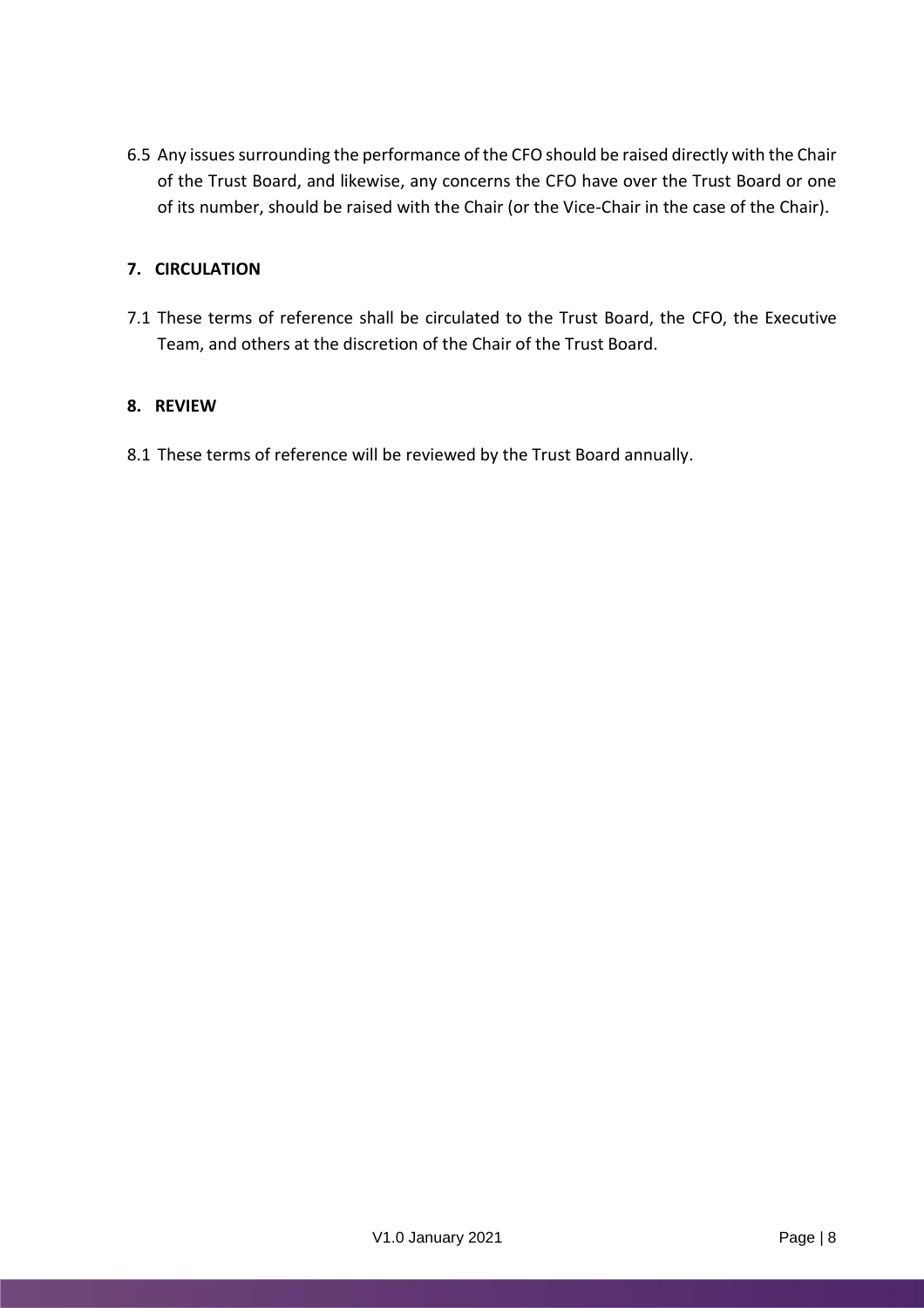6.5 Any issues surrounding the performance of the CFO should be raised directly with the Chair of the Trust Board, and likewise, any concerns the CFO have over the Trust Board or one of its number, should be raised with the Chair (or the Vice-Chair in the case of the Chair).

## 7. CIRCULATION

7.1 These terms of reference shall be circulated to the Trust Board, the CFO, the Executive Team, and others at the discretion of the Chair of the Trust Board.

## 8. REVIEW

8.1 These terms of reference will be reviewed by the Trust Board annually.